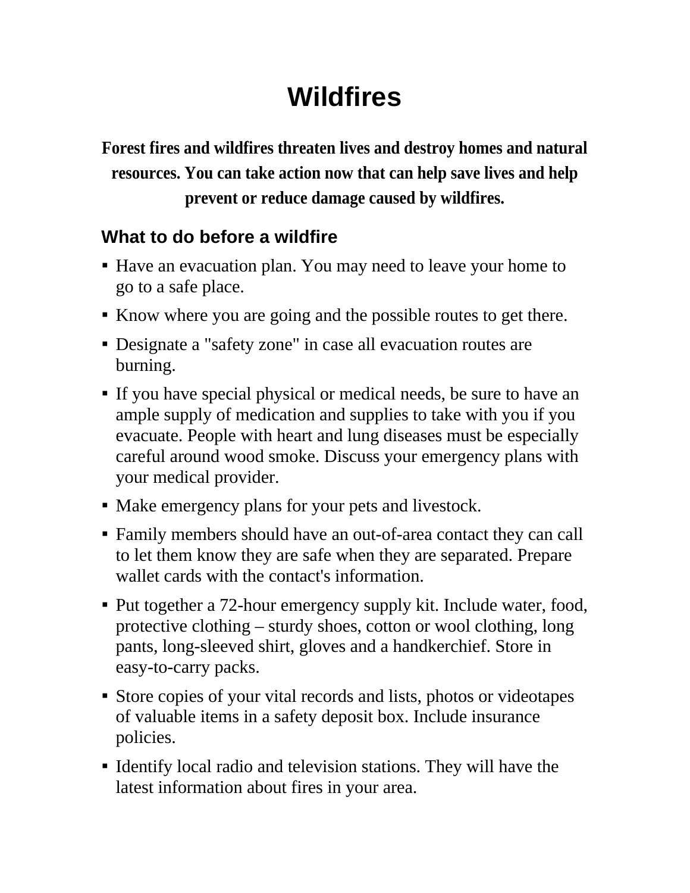# Wildfires

**Forest fires and wildfires threaten lives and destroy homes and natural resources. You can take action now that can help save lives and help prevent or reduce damage caused by wildfires.**

## What to do before a wildfire

- Have an evacuation plan. You may need to leave your home to go to a safe place.
- Know where you are going and the possible routes to get there.
- Designate a "safety zone" in case all evacuation routes are burning.
- If you have special physical or medical needs, be sure to have an ample supply of medication and supplies to take with you if you evacuate. People with heart and lung diseases must be especially careful around wood smoke. Discuss your emergency plans with your medical provider.
- Make emergency plans for your pets and livestock.
- Family members should have an out-of-area contact they can call to let them know they are safe when they are separated. Prepare wallet cards with the contact's information.
- Put together a 72-hour emergency supply kit. Include water, food, protective clothing – sturdy shoes, cotton or wool clothing, long pants, long-sleeved shirt, gloves and a handkerchief. Store in easy-to-carry packs.
- Store copies of your vital records and lists, photos or videotapes of valuable items in a safety deposit box. Include insurance policies.
- Identify local radio and television stations. They will have the latest information about fires in your area.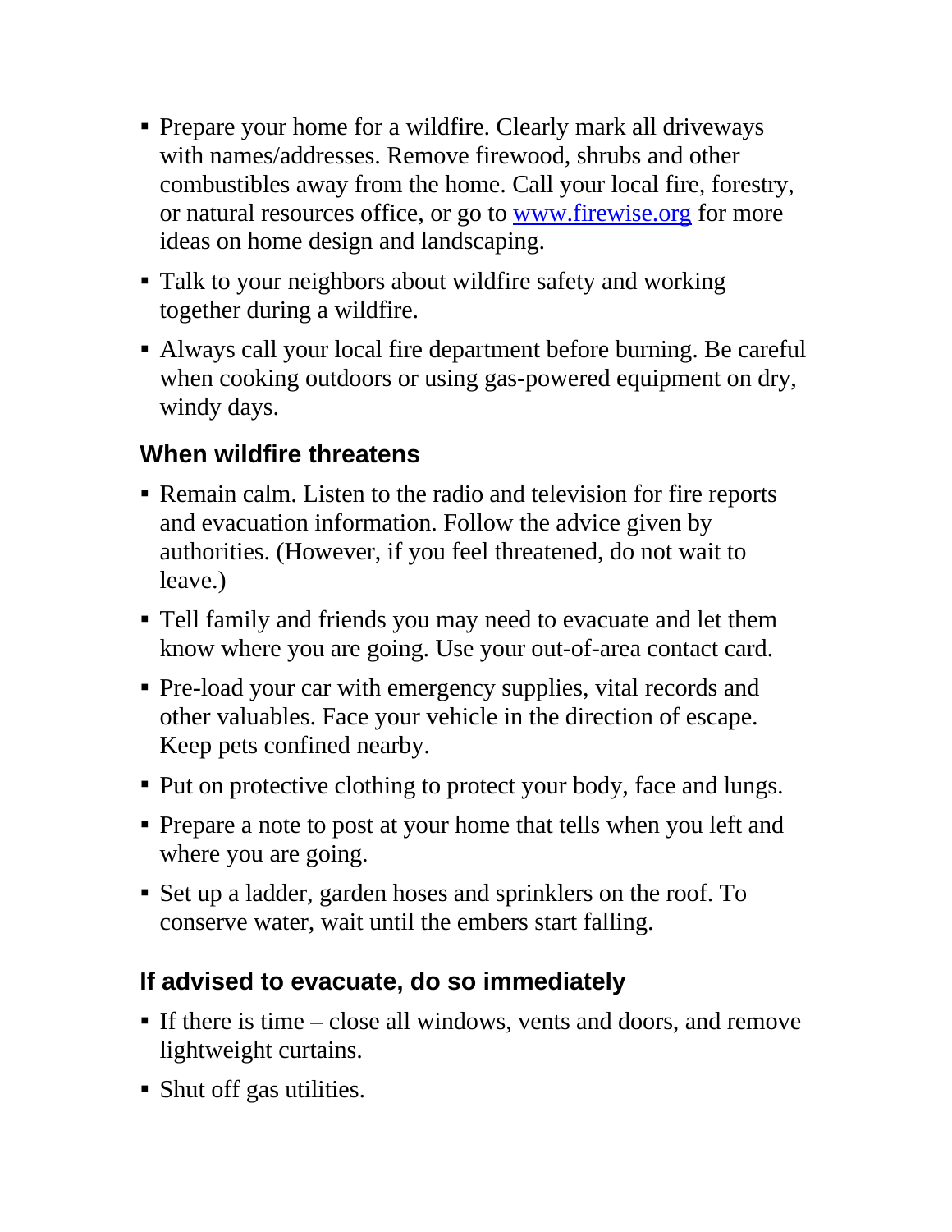- Prepare your home for a wildfire. Clearly mark all driveways with names/addresses. Remove firewood, shrubs and other combustibles away from the home. Call your local fire, forestry, or natural resources office, or go to [www.firewise.org](http://www.firewise.org) for more ideas on home design and landscaping.
- Talk to your neighbors about wildfire safety and working together during a wildfire.
- Always call your local fire department before burning. Be careful when cooking outdoors or using gas-powered equipment on dry, windy days.

## When wildfire threatens

- Remain calm. Listen to the radio and television for fire reports and evacuation information. Follow the advice given by authorities. (However, if you feel threatened, do not wait to leave.)
- Tell family and friends you may need to evacuate and let them know where you are going. Use your out-of-area contact card.
- Pre-load your car with emergency supplies, vital records and other valuables. Face your vehicle in the direction of escape. Keep pets confined nearby.
- Put on protective clothing to protect your body, face and lungs.
- Prepare a note to post at your home that tells when you left and where you are going.
- Set up a ladder, garden hoses and sprinklers on the roof. To conserve water, wait until the embers start falling.

## If advised to evacuate, do so immediately

- If there is time – close all windows, vents and doors, and remove lightweight curtains.
- Shut off gas utilities.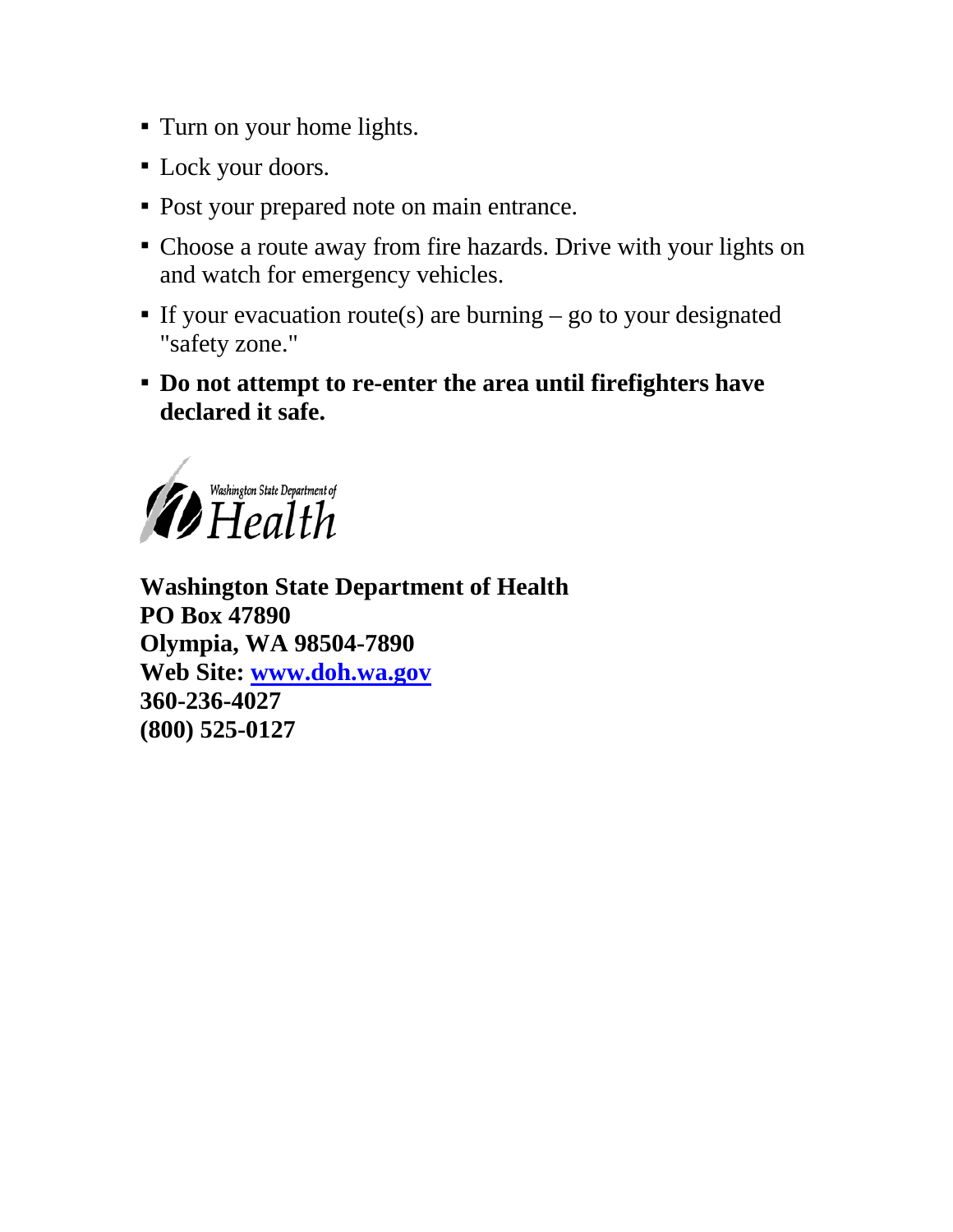- Turn on your home lights.
- Lock your doors.
- Post your prepared note on main entrance.
- Choose a route away from fire hazards. Drive with your lights on and watch for emergency vehicles.
- If your evacuation route(s) are burning – go to your designated "safety zone."
- **Do not attempt to re-enter the area until firefighters have declared it safe.**

Washington State Department of Health

**Washington State Department of Health**
**PO Box 47890**
**Olympia, WA 98504-7890**
**Web Site: [www.doh.wa.gov](http://www.doh.wa.gov)**
**360-236-4027**
**(800) 525-0127**